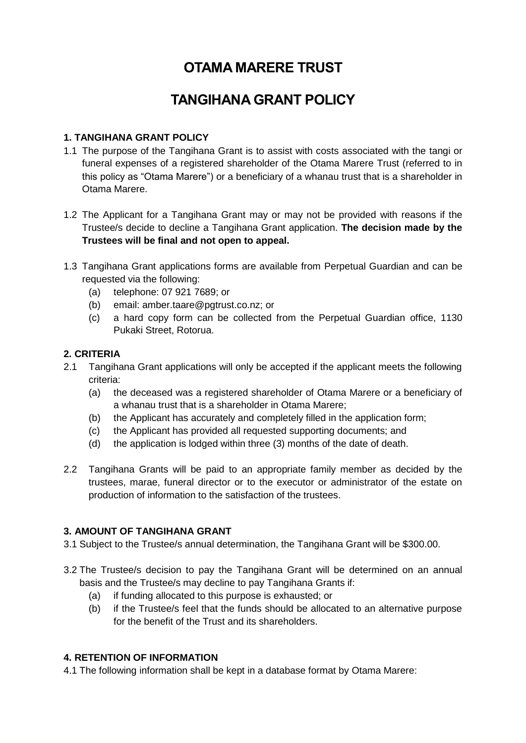# OTAMA MARERE TRUST

# TANGIHANA GRANT POLICY

## 1. TANGIHANA GRANT POLICY

1.1 The purpose of the Tangihana Grant is to assist with costs associated with the tangi or funeral expenses of a registered shareholder of the Otama Marere Trust (referred to in this policy as "Otama Marere") or a beneficiary of a whanau trust that is a shareholder in Otama Marere.

1.2 The Applicant for a Tangihana Grant may or may not be provided with reasons if the Trustee/s decide to decline a Tangihana Grant application. **The decision made by the Trustees will be final and not open to appeal.**

1.3 Tangihana Grant applications forms are available from Perpetual Guardian and can be requested via the following:

- (a) telephone: 07 921 7689; or
- (b) email: amber.taare@pgtrust.co.nz; or
- (c) a hard copy form can be collected from the Perpetual Guardian office, 1130 Pukaki Street, Rotorua.

## 2. CRITERIA

2.1 Tangihana Grant applications will only be accepted if the applicant meets the following criteria:

- (a) the deceased was a registered shareholder of Otama Marere or a beneficiary of a whanau trust that is a shareholder in Otama Marere;
- (b) the Applicant has accurately and completely filled in the application form;
- (c) the Applicant has provided all requested supporting documents; and
- (d) the application is lodged within three (3) months of the date of death.

2.2 Tangihana Grants will be paid to an appropriate family member as decided by the trustees, marae, funeral director or to the executor or administrator of the estate on production of information to the satisfaction of the trustees.

## 3. AMOUNT OF TANGIHANA GRANT

3.1 Subject to the Trustee/s annual determination, the Tangihana Grant will be $300.00.

3.2 The Trustee/s decision to pay the Tangihana Grant will be determined on an annual basis and the Trustee/s may decline to pay Tangihana Grants if:

- (a) if funding allocated to this purpose is exhausted; or
- (b) if the Trustee/s feel that the funds should be allocated to an alternative purpose for the benefit of the Trust and its shareholders.

## 4. RETENTION OF INFORMATION

4.1 The following information shall be kept in a database format by Otama Marere: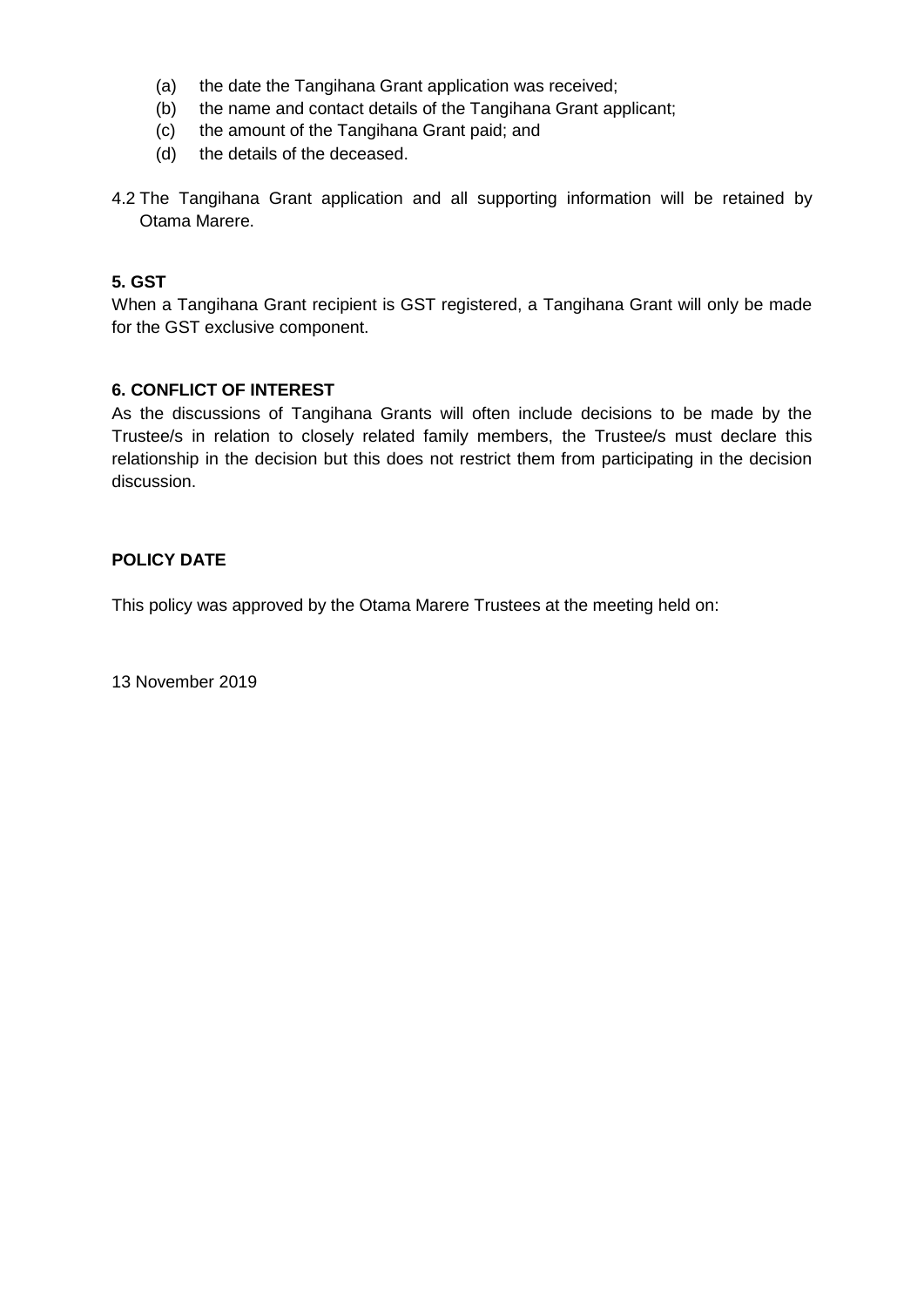(a) the date the Tangihana Grant application was received;
(b) the name and contact details of the Tangihana Grant applicant;
(c) the amount of the Tangihana Grant paid; and
(d) the details of the deceased.

4.2 The Tangihana Grant application and all supporting information will be retained by Otama Marere.

**5. GST**

When a Tangihana Grant recipient is GST registered, a Tangihana Grant will only be made for the GST exclusive component.

**6. CONFLICT OF INTEREST**

As the discussions of Tangihana Grants will often include decisions to be made by the Trustee/s in relation to closely related family members, the Trustee/s must declare this relationship in the decision but this does not restrict them from participating in the decision discussion.

**POLICY DATE**

This policy was approved by the Otama Marere Trustees at the meeting held on:

13 November 2019